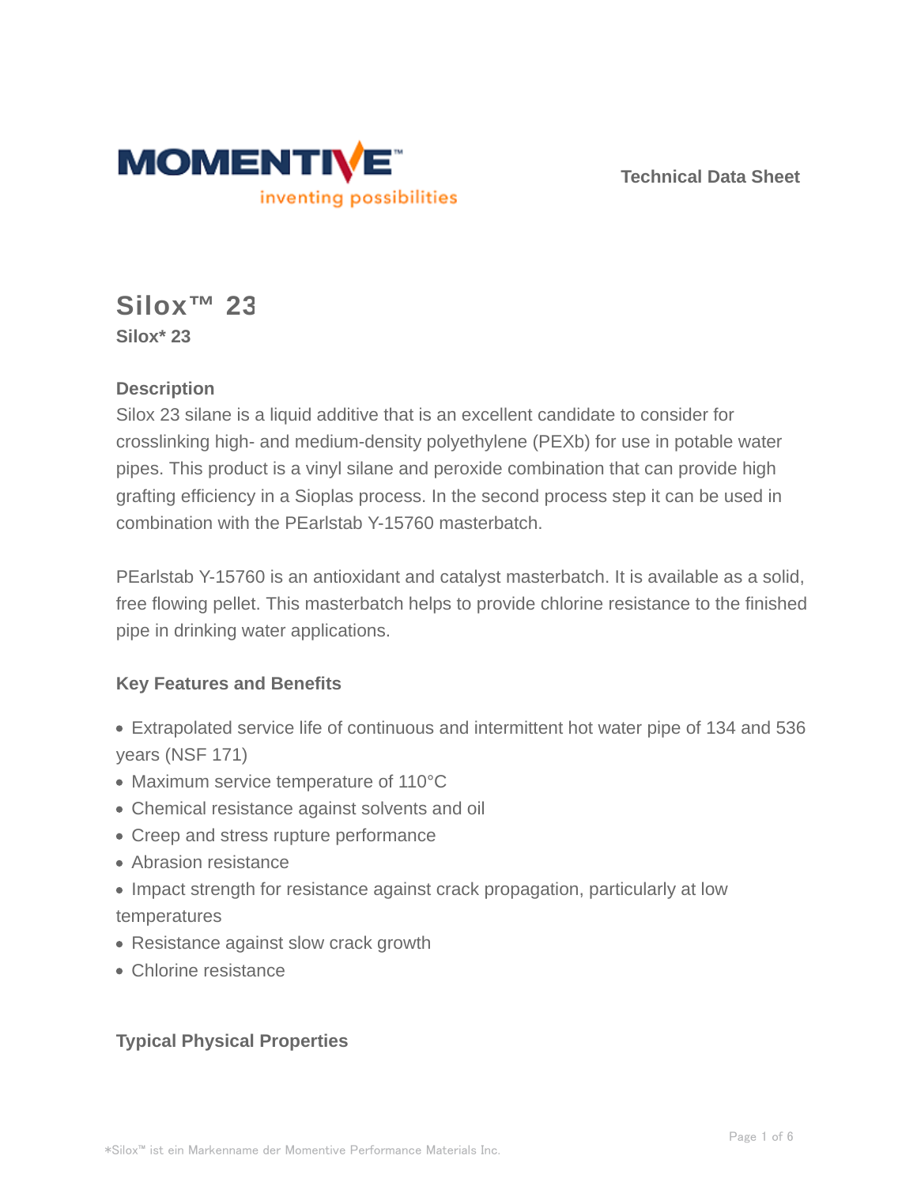**Technical Data Sheet**

# Silox™ 23

**Silox* 23**

### Description

Silox 23 silane is a liquid additive that is an excellent candidate to consider for crosslinking high- and medium-density polyethylene (PEXb) for use in potable water pipes. This product is a vinyl silane and peroxide combination that can provide high grafting efficiency in a Sioplas process. In the second process step it can be used in combination with the PEarlstab Y-15760 masterbatch.

PEarlstab Y-15760 is an antioxidant and catalyst masterbatch. It is available as a solid, free flowing pellet. This masterbatch helps to provide chlorine resistance to the finished pipe in drinking water applications.

### Key Features and Benefits

- Extrapolated service life of continuous and intermittent hot water pipe of 134 and 536 years (NSF 171)
- Maximum service temperature of 110°C
- Chemical resistance against solvents and oil
- Creep and stress rupture performance
- Abrasion resistance
- Impact strength for resistance against crack propagation, particularly at low temperatures
- Resistance against slow crack growth
- Chlorine resistance

### Typical Physical Properties

*Silox™ ist ein Markenname der Momentive Performance Materials Inc.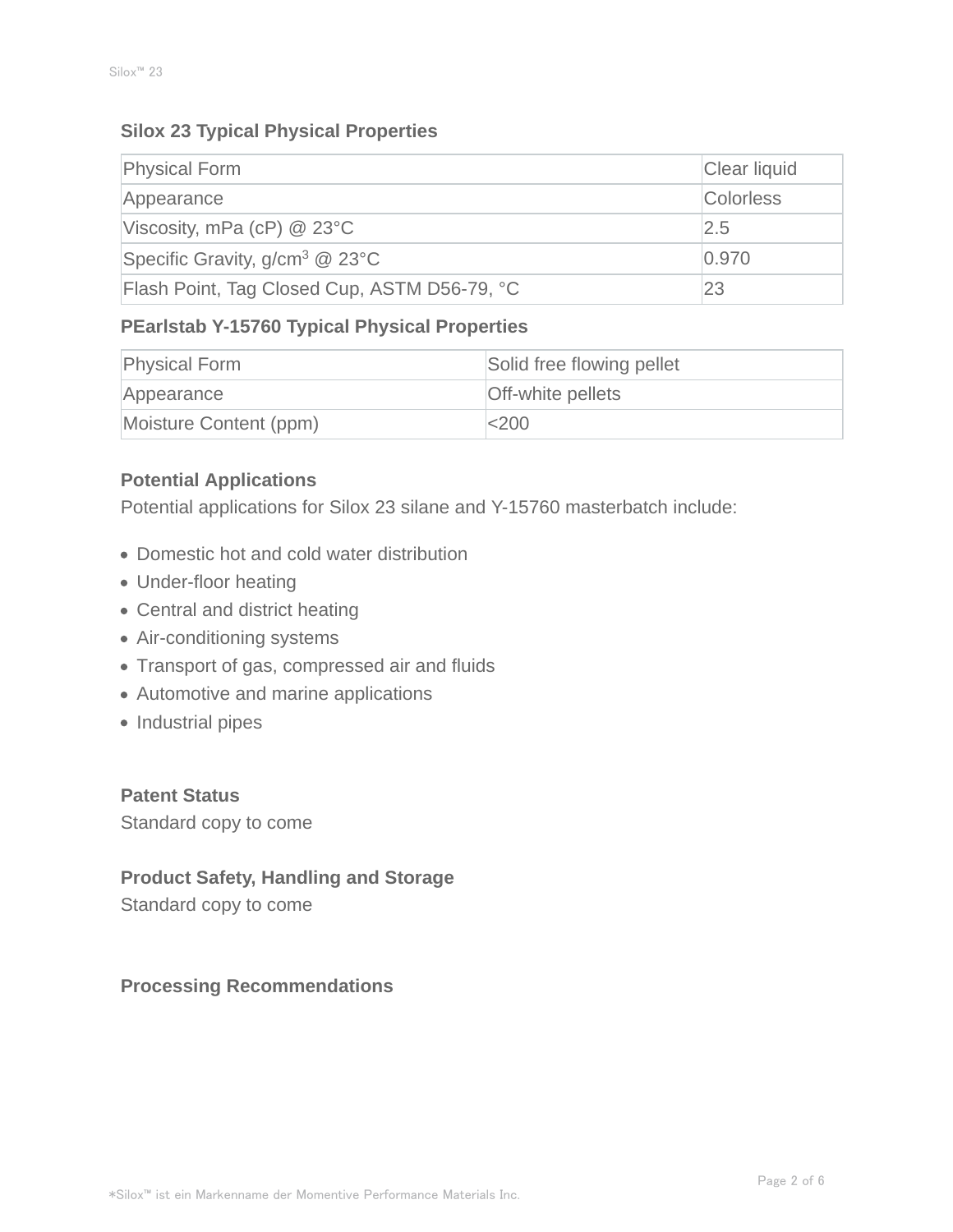### Silox 23 Typical Physical Properties

| Property | Value |
| --- | --- |
| Physical Form | Clear liquid |
| Appearance | Colorless |
| Viscosity, mPa (cP) @ 23°C | 2.5 |
| Specific Gravity, g/cm$^3$ @ 23°C | 0.970 |
| Flash Point, Tag Closed Cup, ASTM D56-79, °C | 23 |

### PEarlstab Y-15760 Typical Physical Properties

| Property | Value |
| --- | --- |
| Physical Form | Solid free flowing pellet |
| Appearance | Off-white pellets |
| Moisture Content (ppm) | <200 |

### Potential Applications

Potential applications for Silox 23 silane and Y-15760 masterbatch include:

- Domestic hot and cold water distribution
- Under-floor heating
- Central and district heating
- Air-conditioning systems
- Transport of gas, compressed air and fluids
- Automotive and marine applications
- Industrial pipes

### Patent Status

Standard copy to come

### Product Safety, Handling and Storage

Standard copy to come

### Processing Recommendations

*Silox™ ist ein Markenname der Momentive Performance Materials Inc.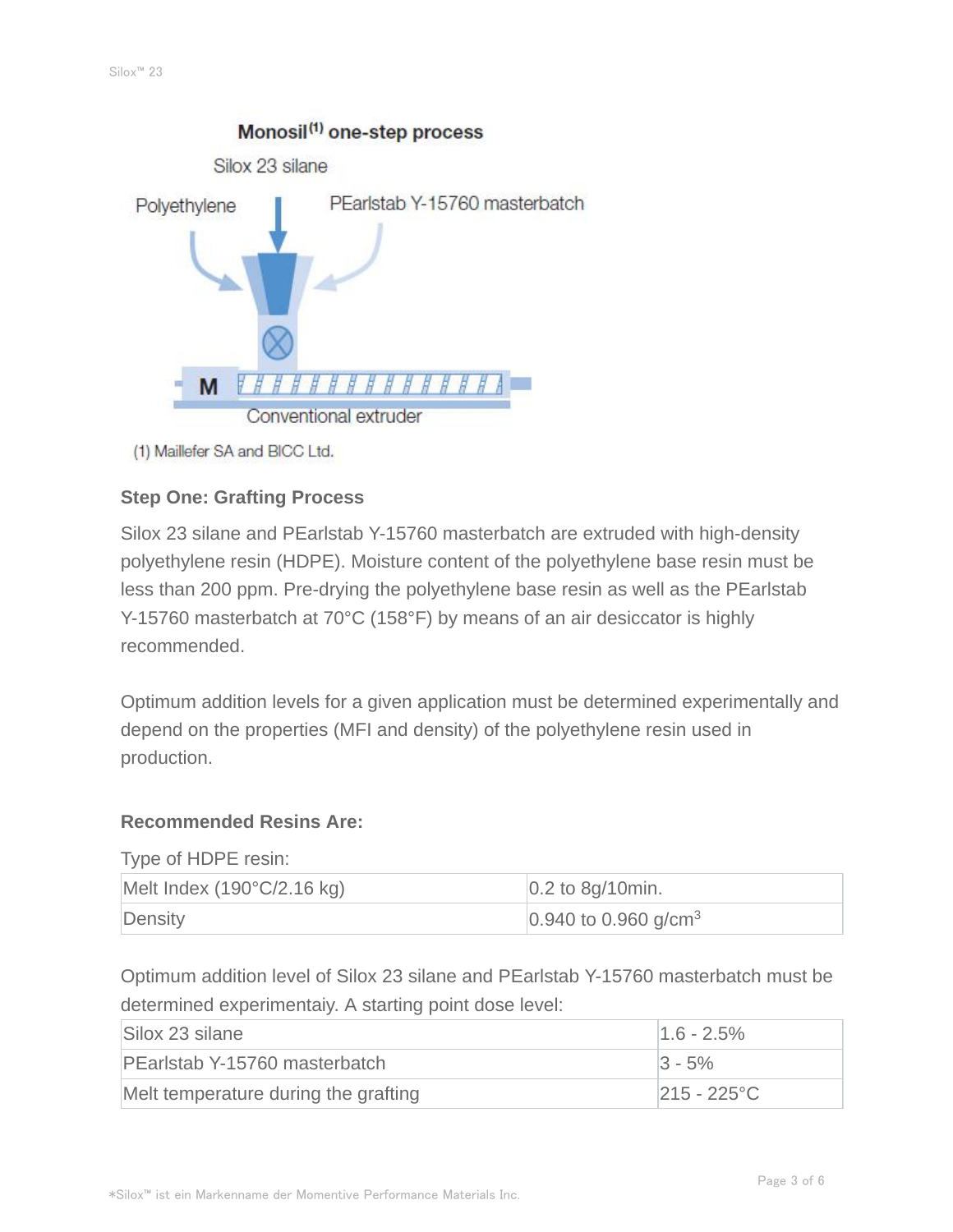Monosil[1] one-step process

Silox 23 silane

Polyethylene

PEarlstab Y-15760 masterbatch

M

Conventional extruder

(1) Maillefer SA and BICC Ltd.

### Step One: Grafting Process

Silox 23 silane and PEarlstab Y-15760 masterbatch are extruded with high-density polyethylene resin (HDPE). Moisture content of the polyethylene base resin must be less than 200 ppm. Pre-drying the polyethylene base resin as well as the PEarlstab Y-15760 masterbatch at 70°C (158°F) by means of an air desiccator is highly recommended.

Optimum addition levels for a given application must be determined experimentally and depend on the properties (MFI and density) of the polyethylene resin used in production.

### Recommended Resins Are:

Type of HDPE resin:

| | |
|---|---|
| Melt Index (190°C/2.16 kg) | 0.2 to 8g/10min. |
| Density | 0.940 to 0.960 g/cm$^3$ |

Optimum addition level of Silox 23 silane and PEarlstab Y-15760 masterbatch must be determined experimentaiy. A starting point dose level:

| | |
|---|---|
| Silox 23 silane | 1.6 - 2.5% |
| PEarlstab Y-15760 masterbatch | 3 - 5% |
| Melt temperature during the grafting | 215 - 225°C |

*Silox™ ist ein Markenname der Momentive Performance Materials Inc.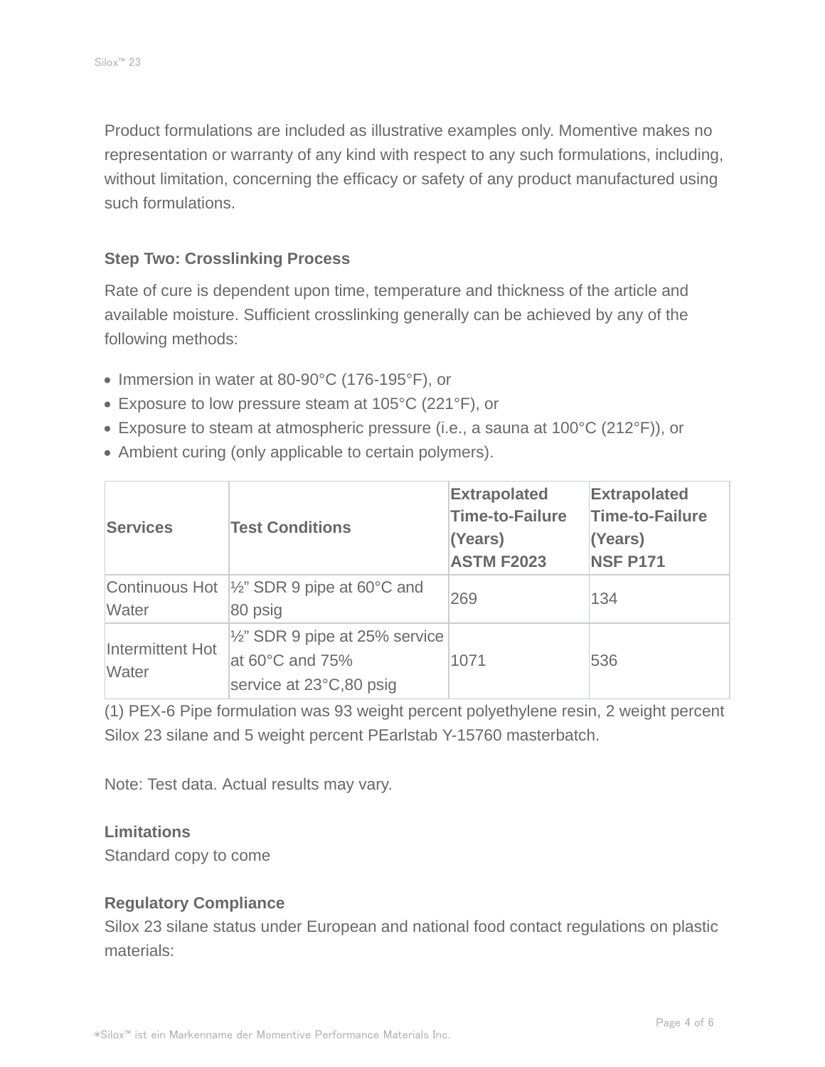Product formulations are included as illustrative examples only. Momentive makes no representation or warranty of any kind with respect to any such formulations, including, without limitation, concerning the efficacy or safety of any product manufactured using such formulations.

### Step Two: Crosslinking Process

Rate of cure is dependent upon time, temperature and thickness of the article and available moisture. Sufficient crosslinking generally can be achieved by any of the following methods:

- Immersion in water at 80-90°C (176-195°F), or
- Exposure to low pressure steam at 105°C (221°F), or
- Exposure to steam at atmospheric pressure (i.e., a sauna at 100°C (212°F)), or
- Ambient curing (only applicable to certain polymers).

| Services | Test Conditions | Extrapolated Time-to-Failure (Years) ASTM F2023 | Extrapolated Time-to-Failure (Years) NSF P171 |
| --- | --- | --- | --- |
| Continuous Hot Water | ½" SDR 9 pipe at 60°C and 80 psig | 269 | 134 |
| Intermittent Hot Water | ½" SDR 9 pipe at 25% service at 60°C and 75% service at 23°C,80 psig | 1071 | 536 |

(1) PEX-6 Pipe formulation was 93 weight percent polyethylene resin, 2 weight percent Silox 23 silane and 5 weight percent PEarlstab Y-15760 masterbatch.

Note: Test data. Actual results may vary.

**Limitations**
Standard copy to come

**Regulatory Compliance**
Silox 23 silane status under European and national food contact regulations on plastic materials: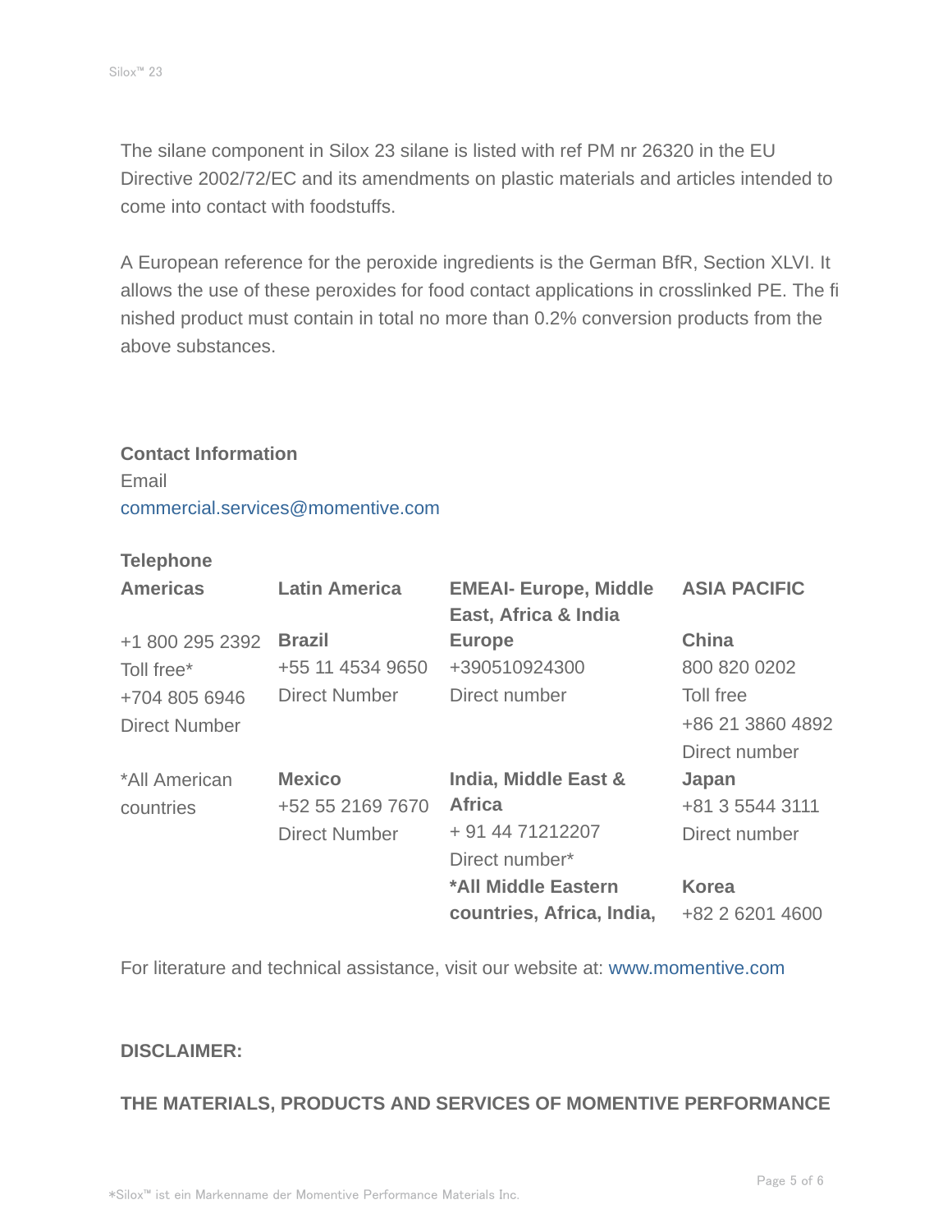The silane component in Silox 23 silane is listed with ref PM nr 26320 in the EU Directive 2002/72/EC and its amendments on plastic materials and articles intended to come into contact with foodstuffs.

A European reference for the peroxide ingredients is the German BfR, Section XLVI. It allows the use of these peroxides for food contact applications in crosslinked PE. The finished product must contain in total no more than 0.2% conversion products from the above substances.

**Contact Information**

Email

commercial.services@momentive.com

**Telephone**

| **Americas** | **Latin America** | **EMEAI- Europe, Middle East, Africa & India** | **ASIA PACIFIC** |
|---|---|---|---|
| +1 800 295 2392<br>Toll free*<br>+704 805 6946<br>Direct Number | **Brazil**<br>+55 11 4534 9650<br>Direct Number | **Europe**<br>+390510924300<br>Direct number | **China**<br>800 820 0202<br>Toll free<br>+86 21 3860 4892<br>Direct number |
| *All American countries | **Mexico**<br>+52 55 2169 7670<br>Direct Number | **India, Middle East & Africa**<br>+ 91 44 71212207<br>Direct number* | **Japan**<br>+81 3 5544 3111<br>Direct number |
| | | ***All Middle Eastern countries, Africa, India,** | **Korea**<br>+82 2 6201 4600 |

For literature and technical assistance, visit our website at: www.momentive.com

**DISCLAIMER:**

**THE MATERIALS, PRODUCTS AND SERVICES OF MOMENTIVE PERFORMANCE**

*Silox™ ist ein Markenname der Momentive Performance Materials Inc.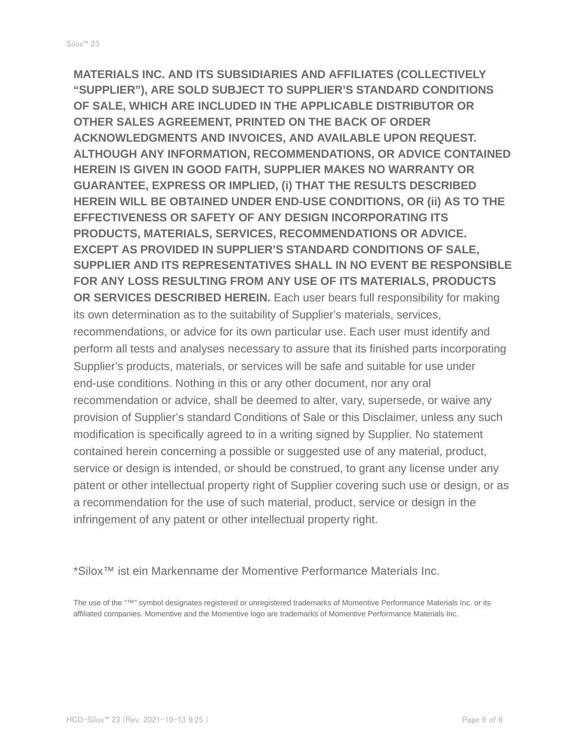**MATERIALS INC. AND ITS SUBSIDIARIES AND AFFILIATES (COLLECTIVELY “SUPPLIER”), ARE SOLD SUBJECT TO SUPPLIER’S STANDARD CONDITIONS OF SALE, WHICH ARE INCLUDED IN THE APPLICABLE DISTRIBUTOR OR OTHER SALES AGREEMENT, PRINTED ON THE BACK OF ORDER ACKNOWLEDGMENTS AND INVOICES, AND AVAILABLE UPON REQUEST. ALTHOUGH ANY INFORMATION, RECOMMENDATIONS, OR ADVICE CONTAINED HEREIN IS GIVEN IN GOOD FAITH, SUPPLIER MAKES NO WARRANTY OR GUARANTEE, EXPRESS OR IMPLIED, (i) THAT THE RESULTS DESCRIBED HEREIN WILL BE OBTAINED UNDER END-USE CONDITIONS, OR (ii) AS TO THE EFFECTIVENESS OR SAFETY OF ANY DESIGN INCORPORATING ITS PRODUCTS, MATERIALS, SERVICES, RECOMMENDATIONS OR ADVICE. EXCEPT AS PROVIDED IN SUPPLIER’S STANDARD CONDITIONS OF SALE, SUPPLIER AND ITS REPRESENTATIVES SHALL IN NO EVENT BE RESPONSIBLE FOR ANY LOSS RESULTING FROM ANY USE OF ITS MATERIALS, PRODUCTS OR SERVICES DESCRIBED HEREIN.** Each user bears full responsibility for making its own determination as to the suitability of Supplier’s materials, services, recommendations, or advice for its own particular use. Each user must identify and perform all tests and analyses necessary to assure that its finished parts incorporating Supplier’s products, materials, or services will be safe and suitable for use under end-use conditions. Nothing in this or any other document, nor any oral recommendation or advice, shall be deemed to alter, vary, supersede, or waive any provision of Supplier’s standard Conditions of Sale or this Disclaimer, unless any such modification is specifically agreed to in a writing signed by Supplier. No statement contained herein concerning a possible or suggested use of any material, product, service or design is intended, or should be construed, to grant any license under any patent or other intellectual property right of Supplier covering such use or design, or as a recommendation for the use of such material, product, service or design in the infringement of any patent or other intellectual property right.

*Silox™ ist ein Markenname der Momentive Performance Materials Inc.

The use of the “™” symbol designates registered or unregistered trademarks of Momentive Performance Materials Inc. or its affiliated companies. Momentive and the Momentive logo are trademarks of Momentive Performance Materials Inc.